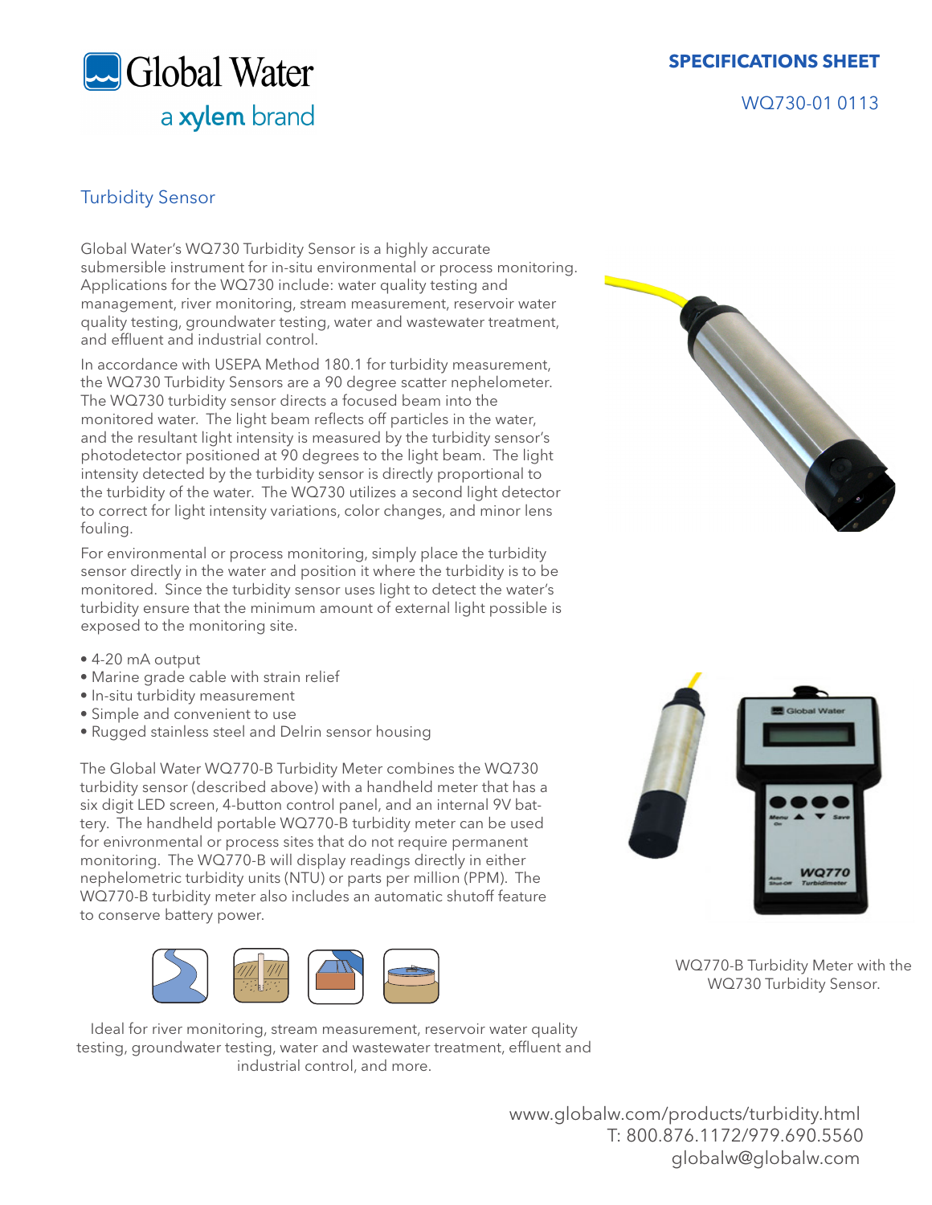Global Water

a xylem brand

**SPECIFICATIONS SHEET**

WQ730-01 0113

## Turbidity Sensor

Global Water's WQ730 Turbidity Sensor is a highly accurate submersible instrument for in-situ environmental or process monitoring. Applications for the WQ730 include: water quality testing and management, river monitoring, stream measurement, reservoir water quality testing, groundwater testing, water and wastewater treatment, and effluent and industrial control.

In accordance with USEPA Method 180.1 for turbidity measurement, the WQ730 Turbidity Sensors are a 90 degree scatter nephelometer. The WQ730 turbidity sensor directs a focused beam into the monitored water. The light beam reflects off particles in the water, and the resultant light intensity is measured by the turbidity sensor's photodetector positioned at 90 degrees to the light beam. The light intensity detected by the turbidity sensor is directly proportional to the turbidity of the water. The WQ730 utilizes a second light detector to correct for light intensity variations, color changes, and minor lens fouling.

For environmental or process monitoring, simply place the turbidity sensor directly in the water and position it where the turbidity is to be monitored. Since the turbidity sensor uses light to detect the water's turbidity ensure that the minimum amount of external light possible is exposed to the monitoring site.

- 4-20 mA output
- Marine grade cable with strain relief
- In-situ turbidity measurement
- Simple and convenient to use
- Rugged stainless steel and Delrin sensor housing

The Global Water WQ770-B Turbidity Meter combines the WQ730 turbidity sensor (described above) with a handheld meter that has a six digit LED screen, 4-button control panel, and an internal 9V battery. The handheld portable WQ770-B turbidity meter can be used for enivronmental or process sites that do not require permanent monitoring. The WQ770-B will display readings directly in either nephelometric turbidity units (NTU) or parts per million (PPM). The WQ770-B turbidity meter also includes an automatic shutoff feature to conserve battery power.

WQ770-B Turbidity Meter with the WQ730 Turbidity Sensor.

Ideal for river monitoring, stream measurement, reservoir water quality testing, groundwater testing, water and wastewater treatment, effluent and industrial control, and more.

www.globalw.com/products/turbidity.html
T: 800.876.1172/979.690.5560
globalw@globalw.com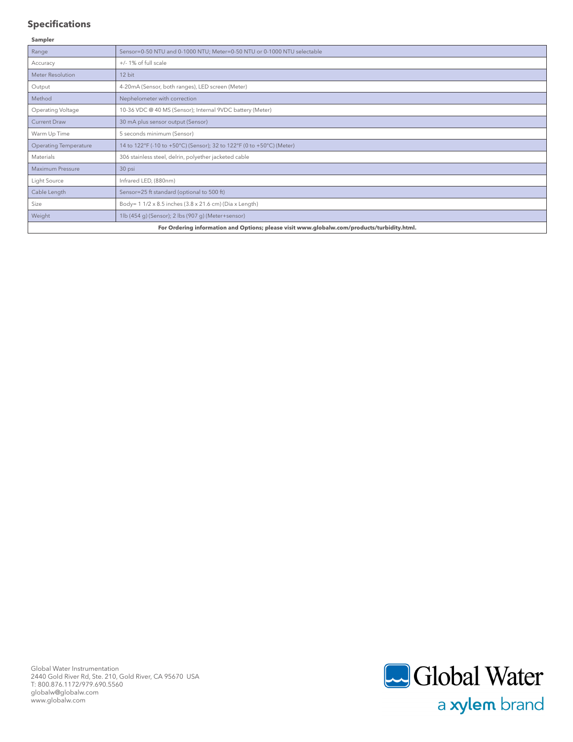## Specifications

**Sampler**

| | |
|---|---|
| Range | Sensor=0-50 NTU and 0-1000 NTU; Meter=0-50 NTU or 0-1000 NTU selectable |
| Accuracy | +/- 1% of full scale |
| Meter Resolution | 12 bit |
| Output | 4-20mA (Sensor, both ranges), LED screen (Meter) |
| Method | Nephelometer with correction |
| Operating Voltage | 10-36 VDC @ 40 MS (Sensor); Internal 9VDC battery (Meter) |
| Current Draw | 30 mA plus sensor output (Sensor) |
| Warm Up Time | 5 seconds minimum (Sensor) |
| Operating Temperature | 14 to 122°F (-10 to +50°C) (Sensor); 32 to 122°F (0 to +50°C) (Meter) |
| Materials | 306 stainless steel, delrin, polyether jacketed cable |
| Maximum Pressure | 30 psi |
| Light Source | Infrared LED, (880nm) |
| Cable Length | Sensor=25 ft standard (optional to 500 ft) |
| Size | Body= 1 1/2 x 8.5 inches (3.8 x 21.6 cm) (Dia x Length) |
| Weight | 1lb (454 g) (Sensor); 2 lbs (907 g) (Meter+sensor) |
| **For Ordering information and Options; please visit www.globalw.com/products/turbidity.html.** | |

Global Water Instrumentation
2440 Gold River Rd, Ste. 210, Gold River, CA 95670 USA
T: 800.876.1172/979.690.5560
globalw@globalw.com
www.globalw.com

Global Water
a xylem brand